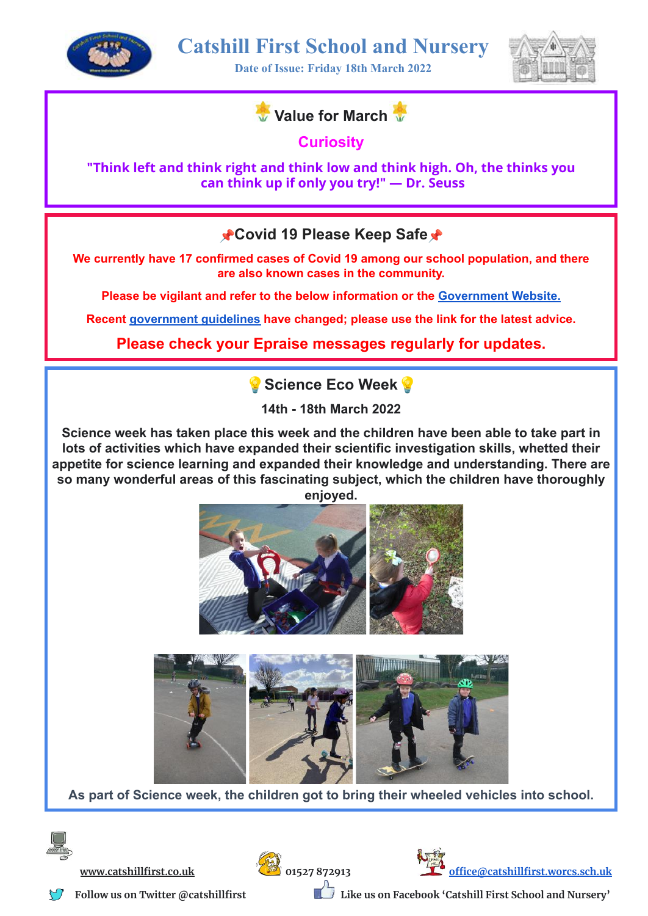# Catshill First School and Nursery

**Date of Issue: Friday 18th March 2022**

## Value for March

**Curiosity**

**"Think left and think right and think low and think high. Oh, the thinks you can think up if only you try!" — Dr. Seuss**

## Covid 19 Please Keep Safe

**We currently have 17 confirmed cases of Covid 19 among our school population, and there are also known cases in the community.**

**Please be vigilant and refer to the below information or the Government Website.**

**Recent government guidelines have changed; please use the link for the latest advice.**

**Please check your Epraise messages regularly for updates.**

## Science Eco Week

**14th - 18th March 2022**

**Science week has taken place this week and the children have been able to take part in lots of activities which have expanded their scientific investigation skills, whetted their appetite for science learning and expanded their knowledge and understanding. There are so many wonderful areas of this fascinating subject, which the children have thoroughly enjoyed.**

As part of Science week, the children got to bring their wheeled vehicles into school.

www.catshillfirst.co.uk

01527 872913

office@catshillfirst.worcs.sch.uk

Follow us on Twitter @catshillfirst

Like us on Facebook 'Catshill First School and Nursery'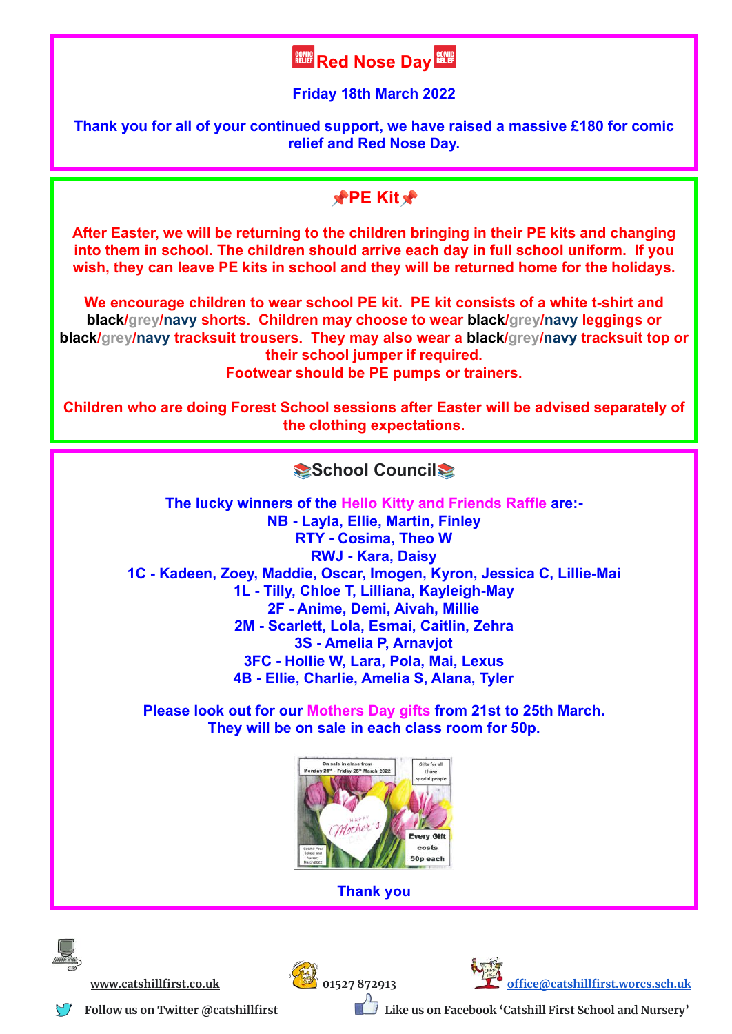## Red Nose Day

**Friday 18th March 2022**

**Thank you for all of your continued support, we have raised a massive £180 for comic relief and Red Nose Day.**

## 📌PE Kit📌

**After Easter, we will be returning to the children bringing in their PE kits and changing into them in school. The children should arrive each day in full school uniform. If you wish, they can leave PE kits in school and they will be returned home for the holidays.**

**We encourage children to wear school PE kit. PE kit consists of a white t-shirt and black/grey/navy shorts. Children may choose to wear black/grey/navy leggings or black/grey/navy tracksuit trousers. They may also wear a black/grey/navy tracksuit top or their school jumper if required.**
**Footwear should be PE pumps or trainers.**

**Children who are doing Forest School sessions after Easter will be advised separately of the clothing expectations.**

## 📚School Council📚

**The lucky winners of the Hello Kitty and Friends Raffle are:-**
**NB - Layla, Ellie, Martin, Finley**
**RTY - Cosima, Theo W**
**RWJ - Kara, Daisy**
**1C - Kadeen, Zoey, Maddie, Oscar, Imogen, Kyron, Jessica C, Lillie-Mai**
**1L - Tilly, Chloe T, Lilliana, Kayleigh-May**
**2F - Anime, Demi, Aivah, Millie**
**2M - Scarlett, Lola, Esmai, Caitlin, Zehra**
**3S - Amelia P, Arnavjot**
**3FC - Hollie W, Lara, Pola, Mai, Lexus**
**4B - Ellie, Charlie, Amelia S, Alana, Tyler**

**Please look out for our Mothers Day gifts from 21st to 25th March.**
**They will be on sale in each class room for 50p.**

**Thank you**

www.catshillfirst.co.uk 01527 872913 office@catshillfirst.worcs.sch.uk

Follow us on Twitter @catshillfirst Like us on Facebook 'Catshill First School and Nursery'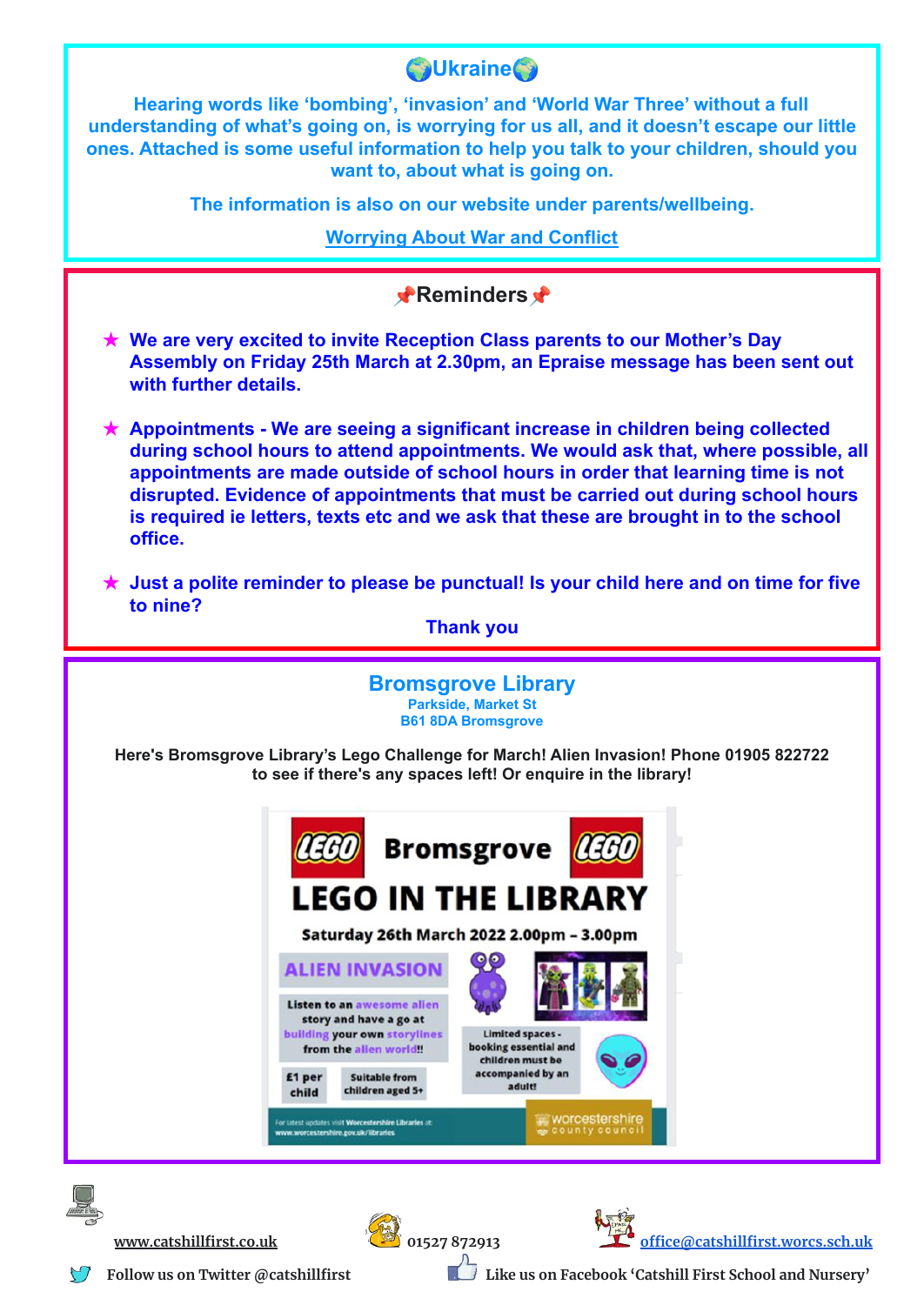## 🌍Ukraine🌍

**Hearing words like 'bombing', 'invasion' and 'World War Three' without a full understanding of what's going on, is worrying for us all, and it doesn't escape our little ones. Attached is some useful information to help you talk to your children, should you want to, about what is going on.**

**The information is also on our website under parents/wellbeing.**

**Worrying About War and Conflict**

## 📌Reminders📌

- ★ **We are very excited to invite Reception Class parents to our Mother's Day Assembly on Friday 25th March at 2.30pm, an Epraise message has been sent out with further details.**

- ★ **Appointments - We are seeing a significant increase in children being collected during school hours to attend appointments. We would ask that, where possible, all appointments are made outside of school hours in order that learning time is not disrupted. Evidence of appointments that must be carried out during school hours is required ie letters, texts etc and we ask that these are brought in to the school office.**

- ★ **Just a polite reminder to please be punctual! Is your child here and on time for five to nine?**

**Thank you**

## Bromsgrove Library

**Parkside, Market St**
**B61 8DA Bromsgrove**

**Here's Bromsgrove Library's Lego Challenge for March! Alien Invasion! Phone 01905 822722 to see if there's any spaces left! Or enquire in the library!**

**LEGO Bromsgrove LEGO**

# LEGO IN THE LIBRARY

**Saturday 26th March 2022 2.00pm – 3.00pm**

**ALIEN INVASION**

Listen to an awesome alien story and have a go at building your own storylines from the alien world!!

£1 per child

Suitable from children aged 5+

Limited spaces - booking essential and children must be accompanied by an adult!

For latest updates visit Worcestershire Libraries at: www.worcestershire.gov.uk/libraries

worcestershire county council

www.catshillfirst.co.uk 01527 872913 office@catshillfirst.worcs.sch.uk

Follow us on Twitter @catshillfirst Like us on Facebook 'Catshill First School and Nursery'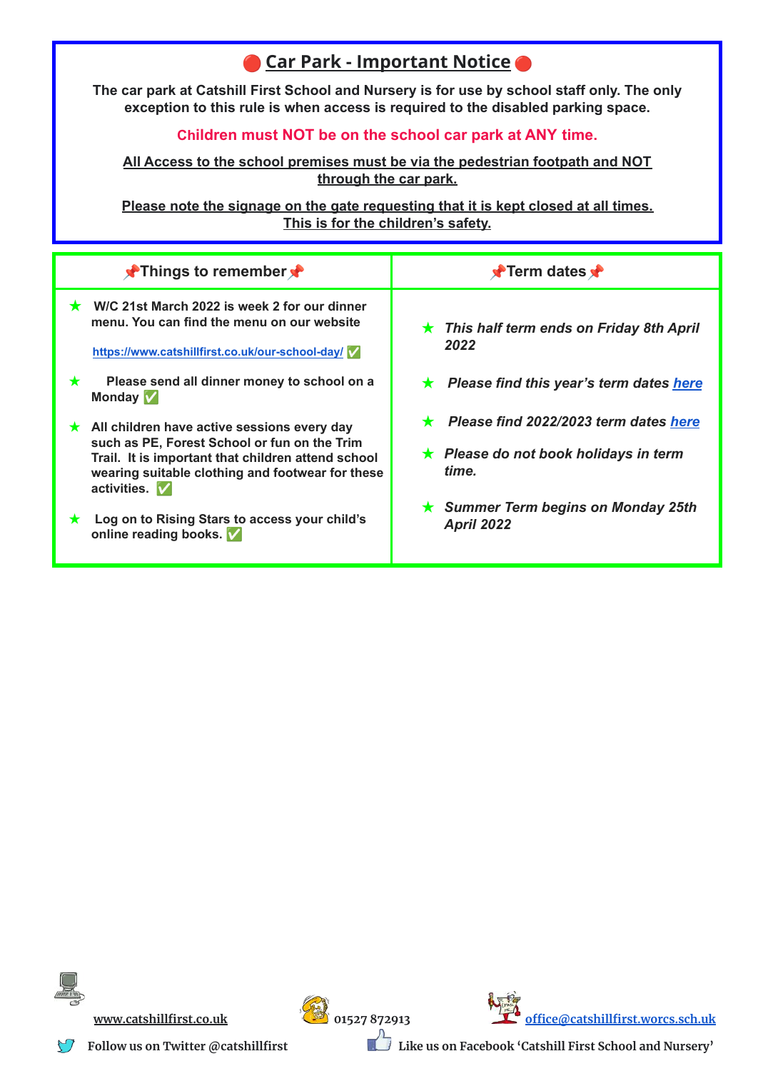## 🔴 Car Park - Important Notice 🔴

**The car park at Catshill First School and Nursery is for use by school staff only. The only exception to this rule is when access is required to the disabled parking space.**

**Children must NOT be on the school car park at ANY time.**

**All Access to the school premises must be via the pedestrian footpath and NOT through the car park.**

**Please note the signage on the gate requesting that it is kept closed at all times. This is for the children's safety.**

| 📌Things to remember📌 | 📌Term dates📌 |
| --- | --- |
| ★ **W/C 21st March 2022 is week 2 for our dinner menu. You can find the menu on our website** [https://www.catshillfirst.co.uk/our-school-day/](https://www.catshillfirst.co.uk/our-school-day/) ✅<br>★ **Please send all dinner money to school on a Monday** ✅<br>★ **All children have active sessions every day such as PE, Forest School or fun on the Trim Trail. It is important that children attend school wearing suitable clothing and footwear for these activities.** ✅<br>★ **Log on to Rising Stars to access your child's online reading books.** ✅ | ★ ***This half term ends on Friday 8th April 2022***<br>★ ***Please find this year's term dates here***<br>★ ***Please find 2022/2023 term dates here***<br>★ ***Please do not book holidays in term time.***<br>★ ***Summer Term begins on Monday 25th April 2022*** |

www.catshillfirst.co.uk 01527 872913 office@catshillfirst.worcs.sch.uk

Follow us on Twitter @catshillfirst Like us on Facebook 'Catshill First School and Nursery'